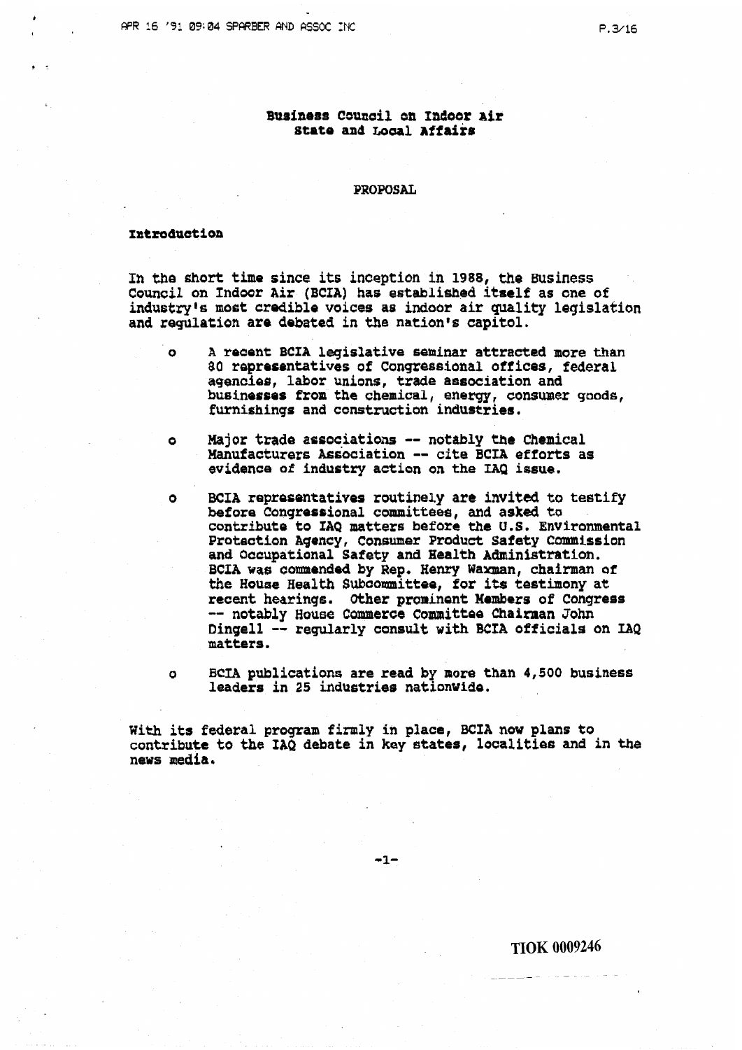# Business Council on Indoor Air
## State and Local Affairs

PROPOSAL

**Introduction**

In the short time since its inception in 1988, the Business Council on Indoor Air (BCIA) has established itself as one of industry's most credible voices as indoor air quality legislation and regulation are debated in the nation's capitol.

- A recent BCIA legislative seminar attracted more than 80 representatives of Congressional offices, federal agencies, labor unions, trade association and businesses from the chemical, energy, consumer goods, furnishings and construction industries.
- Major trade associations -- notably the Chemical Manufacturers Association -- cite BCIA efforts as evidence of industry action on the IAQ issue.
- BCIA representatives routinely are invited to testify before Congressional committees, and asked to contribute to IAQ matters before the U.S. Environmental Protection Agency, Consumer Product Safety Commission and Occupational Safety and Health Administration. BCIA was commended by Rep. Henry Waxman, chairman of the House Health Subcommittee, for its testimony at recent hearings. Other prominent Members of Congress -- notably House Commerce Committee Chairman John Dingell -- regularly consult with BCIA officials on IAQ matters.
- BCIA publications are read by more than 4,500 business leaders in 25 industries nationwide.

With its federal program firmly in place, BCIA now plans to contribute to the IAQ debate in key states, localities and in the news media.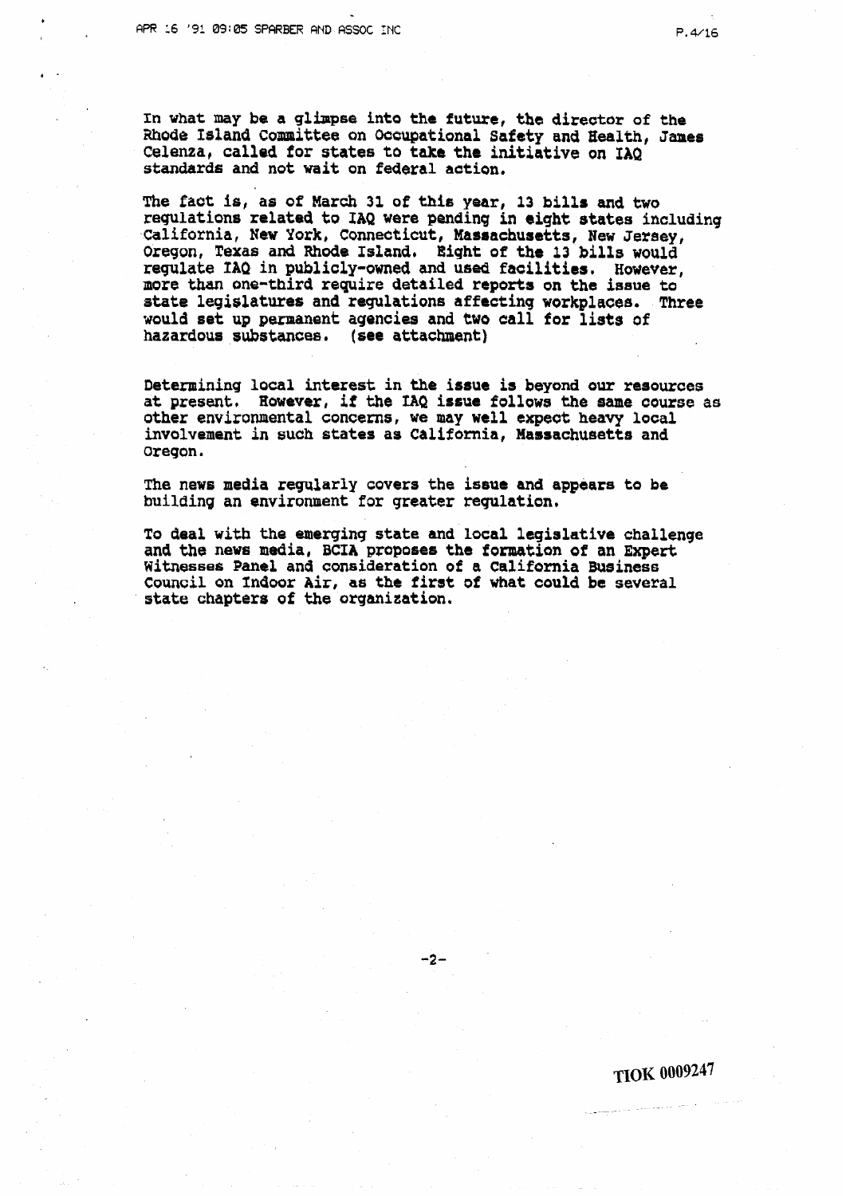In what may be a glimpse into the future, the director of the Rhode Island Committee on Occupational Safety and Health, James Celenza, called for states to take the initiative on IAQ standards and not wait on federal action.

The fact is, as of March 31 of this year, 13 bills and two regulations related to IAQ were pending in eight states including California, New York, Connecticut, Massachusetts, New Jersey, Oregon, Texas and Rhode Island. Eight of the 13 bills would regulate IAQ in publicly-owned and used facilities. However, more than one-third require detailed reports on the issue to state legislatures and regulations affecting workplaces. Three would set up permanent agencies and two call for lists of hazardous substances. (see attachment)

Determining local interest in the issue is beyond our resources at present. However, if the IAQ issue follows the same course as other environmental concerns, we may well expect heavy local involvement in such states as California, Massachusetts and Oregon.

The news media regularly covers the issue and appears to be building an environment for greater regulation.

To deal with the emerging state and local legislative challenge and the news media, BCIA proposes the formation of an Expert Witnesses Panel and consideration of a California Business Council on Indoor Air, as the first of what could be several state chapters of the organization.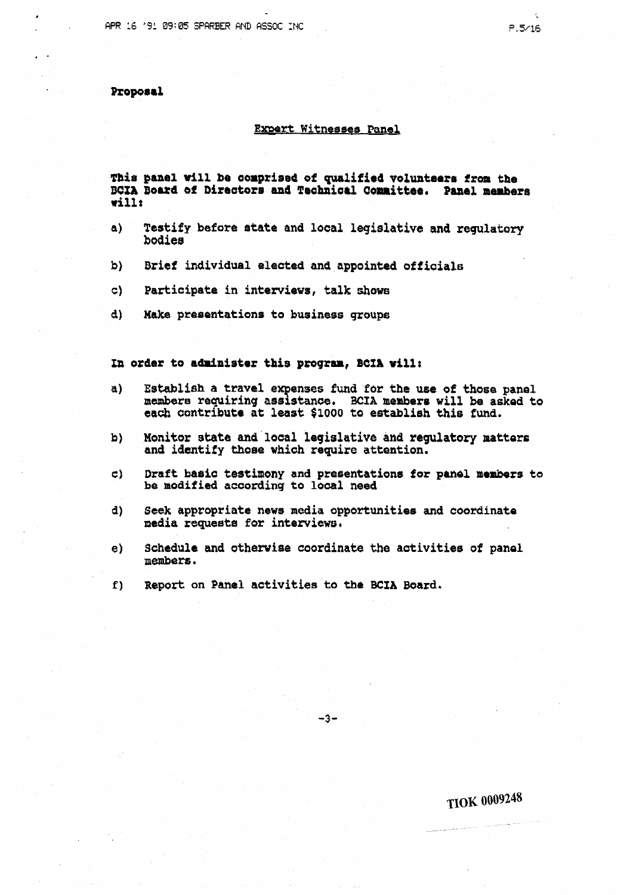**Proposal**

## Expert Witnesses Panel

**This panel will be comprised of qualified volunteers from the BCIA Board of Directors and Technical Committee. Panel members will:**

a) Testify before state and local legislative and regulatory bodies

b) Brief individual elected and appointed officials

c) Participate in interviews, talk shows

d) Make presentations to business groups

**In order to administer this program, BCIA will:**

a) Establish a travel expenses fund for the use of those panel members requiring assistance. BCIA members will be asked to each contribute at least $1000 to establish this fund.

b) Monitor state and local legislative and regulatory matters and identify those which require attention.

c) Draft basic testimony and presentations for panel members to be modified according to local need

d) Seek appropriate news media opportunities and coordinate media requests for interviews.

e) Schedule and otherwise coordinate the activities of panel members.

f) Report on Panel activities to the BCIA Board.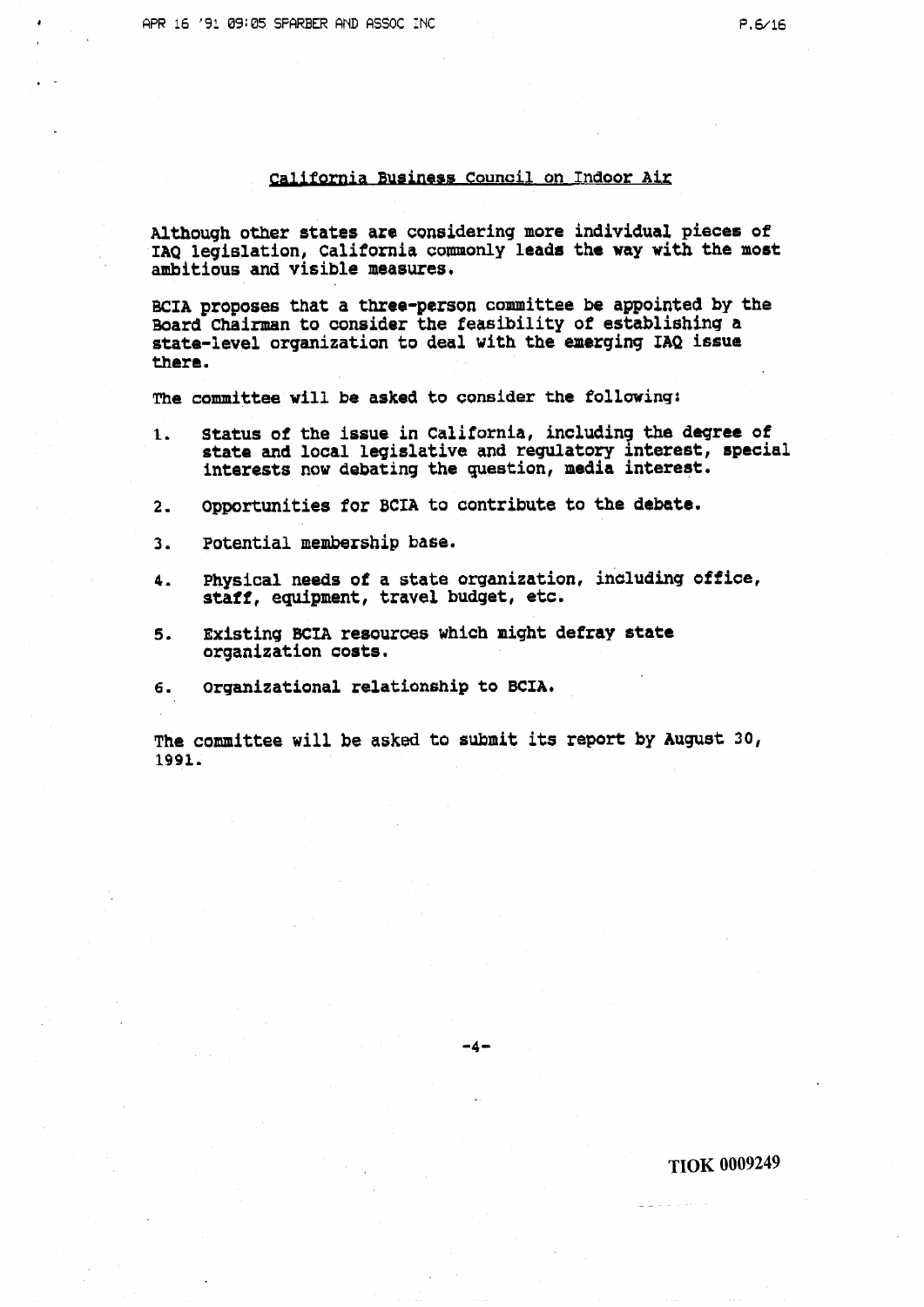## California Business Council on Indoor Air

Although other states are considering more individual pieces of IAQ legislation, California commonly leads the way with the most ambitious and visible measures.

BCIA proposes that a three-person committee be appointed by the Board Chairman to consider the feasibility of establishing a state-level organization to deal with the emerging IAQ issue there.

The committee will be asked to consider the following:

1. Status of the issue in California, including the degree of state and local legislative and regulatory interest, special interests now debating the question, media interest.
2. Opportunities for BCIA to contribute to the debate.
3. Potential membership base.
4. Physical needs of a state organization, including office, staff, equipment, travel budget, etc.
5. Existing BCIA resources which might defray state organization costs.
6. Organizational relationship to BCIA.

The committee will be asked to submit its report by August 30, 1991.